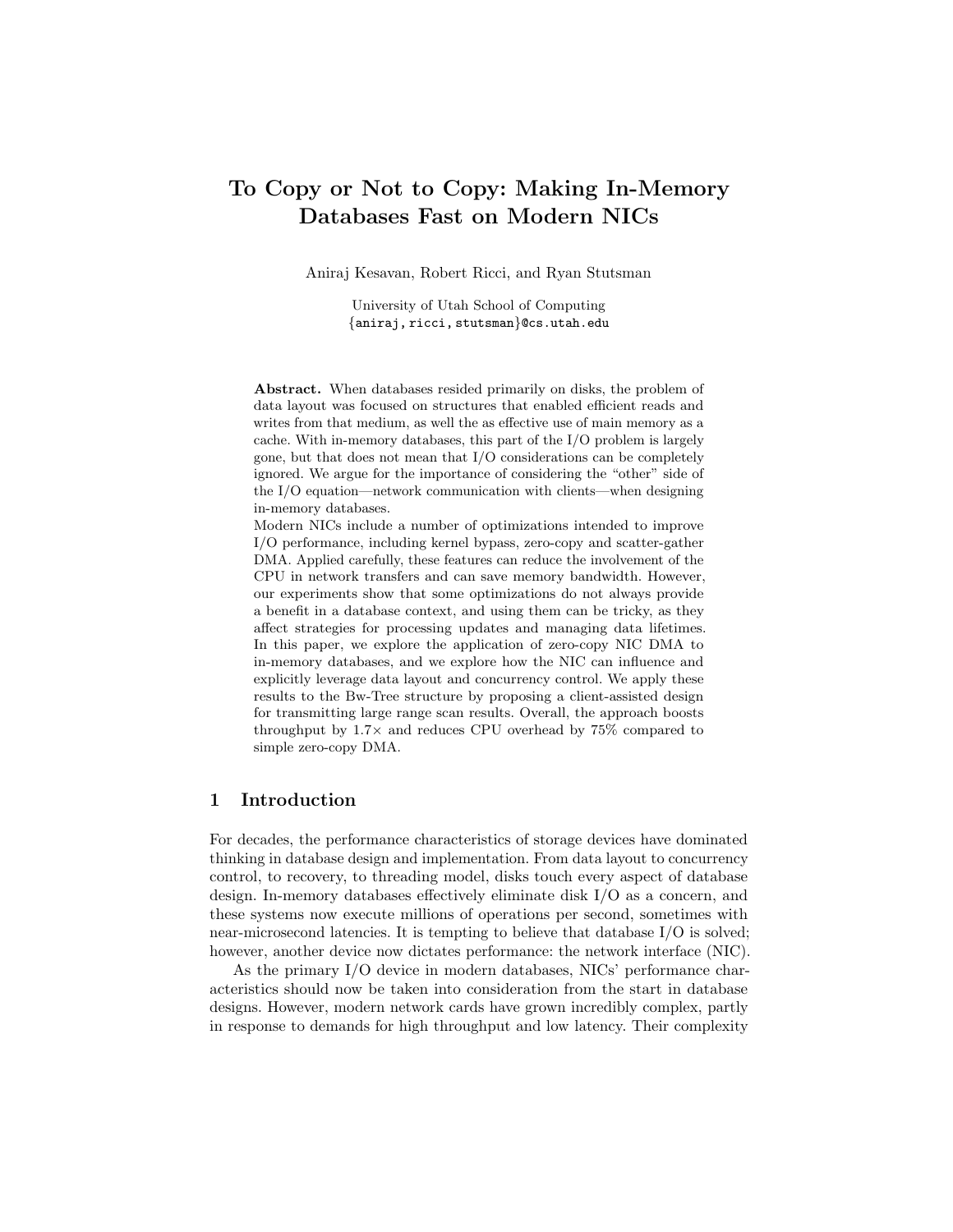# To Copy or Not to Copy: Making In-Memory Databases Fast on Modern NICs

Aniraj Kesavan, Robert Ricci, and Ryan Stutsman

University of Utah School of Computing
{aniraj,ricci,stutsman}@cs.utah.edu

**Abstract.** When databases resided primarily on disks, the problem of data layout was focused on structures that enabled efficient reads and writes from that medium, as well the as effective use of main memory as a cache. With in-memory databases, this part of the I/O problem is largely gone, but that does not mean that I/O considerations can be completely ignored. We argue for the importance of considering the "other" side of the I/O equation—network communication with clients—when designing in-memory databases.
Modern NICs include a number of optimizations intended to improve I/O performance, including kernel bypass, zero-copy and scatter-gather DMA. Applied carefully, these features can reduce the involvement of the CPU in network transfers and can save memory bandwidth. However, our experiments show that some optimizations do not always provide a benefit in a database context, and using them can be tricky, as they affect strategies for processing updates and managing data lifetimes. In this paper, we explore the application of zero-copy NIC DMA to in-memory databases, and we explore how the NIC can influence and explicitly leverage data layout and concurrency control. We apply these results to the Bw-Tree structure by proposing a client-assisted design for transmitting large range scan results. Overall, the approach boosts throughput by 1.7× and reduces CPU overhead by 75% compared to simple zero-copy DMA.

## 1 Introduction

For decades, the performance characteristics of storage devices have dominated thinking in database design and implementation. From data layout to concurrency control, to recovery, to threading model, disks touch every aspect of database design. In-memory databases effectively eliminate disk I/O as a concern, and these systems now execute millions of operations per second, sometimes with near-microsecond latencies. It is tempting to believe that database I/O is solved; however, another device now dictates performance: the network interface (NIC).

As the primary I/O device in modern databases, NICs' performance characteristics should now be taken into consideration from the start in database designs. However, modern network cards have grown incredibly complex, partly in response to demands for high throughput and low latency. Their complexity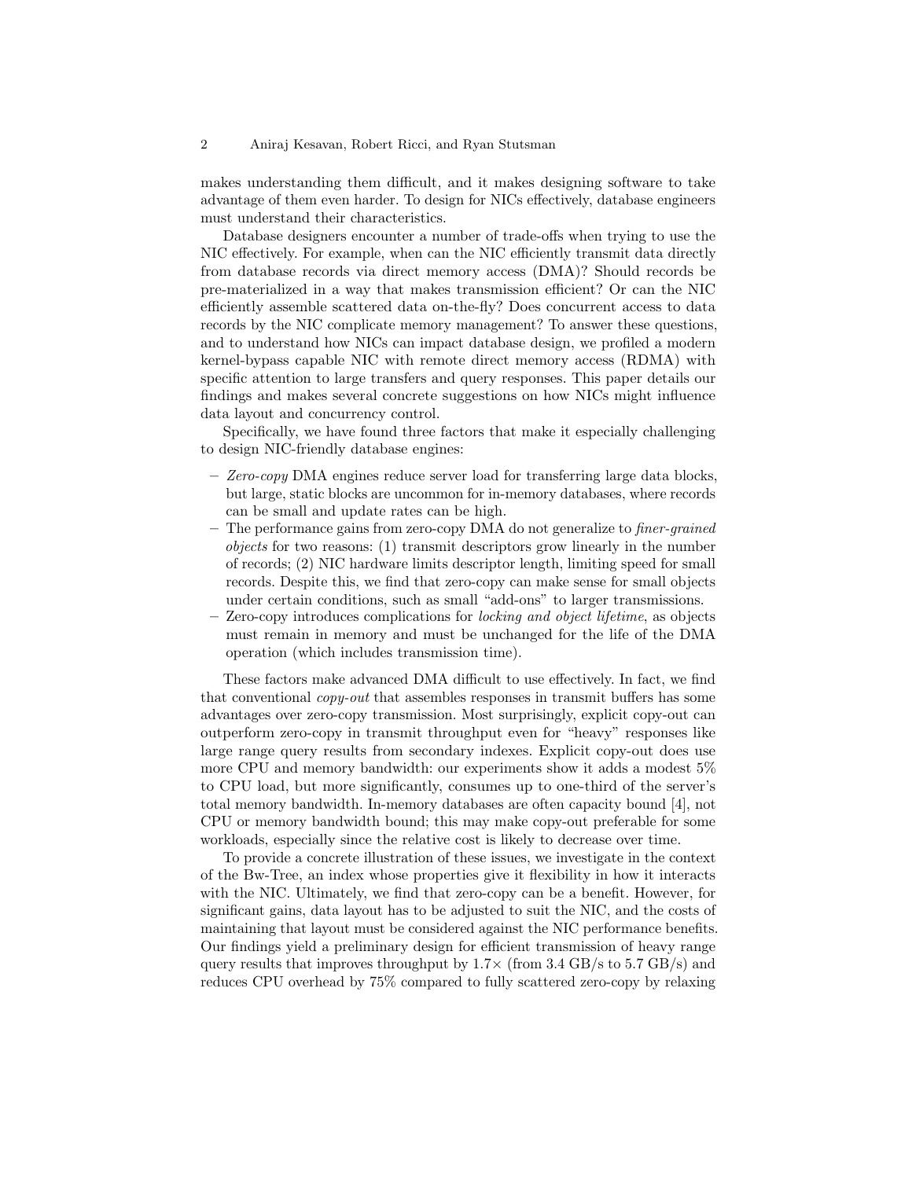makes understanding them difficult, and it makes designing software to take advantage of them even harder. To design for NICs effectively, database engineers must understand their characteristics.

Database designers encounter a number of trade-offs when trying to use the NIC effectively. For example, when can the NIC efficiently transmit data directly from database records via direct memory access (DMA)? Should records be pre-materialized in a way that makes transmission efficient? Or can the NIC efficiently assemble scattered data on-the-fly? Does concurrent access to data records by the NIC complicate memory management? To answer these questions, and to understand how NICs can impact database design, we profiled a modern kernel-bypass capable NIC with remote direct memory access (RDMA) with specific attention to large transfers and query responses. This paper details our findings and makes several concrete suggestions on how NICs might influence data layout and concurrency control.

Specifically, we have found three factors that make it especially challenging to design NIC-friendly database engines:

- *Zero-copy* DMA engines reduce server load for transferring large data blocks, but large, static blocks are uncommon for in-memory databases, where records can be small and update rates can be high.
- The performance gains from zero-copy DMA do not generalize to *finer-grained objects* for two reasons: (1) transmit descriptors grow linearly in the number of records; (2) NIC hardware limits descriptor length, limiting speed for small records. Despite this, we find that zero-copy can make sense for small objects under certain conditions, such as small "add-ons" to larger transmissions.
- Zero-copy introduces complications for *locking and object lifetime*, as objects must remain in memory and must be unchanged for the life of the DMA operation (which includes transmission time).

These factors make advanced DMA difficult to use effectively. In fact, we find that conventional *copy-out* that assembles responses in transmit buffers has some advantages over zero-copy transmission. Most surprisingly, explicit copy-out can outperform zero-copy in transmit throughput even for "heavy" responses like large range query results from secondary indexes. Explicit copy-out does use more CPU and memory bandwidth: our experiments show it adds a modest 5% to CPU load, but more significantly, consumes up to one-third of the server's total memory bandwidth. In-memory databases are often capacity bound [4], not CPU or memory bandwidth bound; this may make copy-out preferable for some workloads, especially since the relative cost is likely to decrease over time.

To provide a concrete illustration of these issues, we investigate in the context of the Bw-Tree, an index whose properties give it flexibility in how it interacts with the NIC. Ultimately, we find that zero-copy can be a benefit. However, for significant gains, data layout has to be adjusted to suit the NIC, and the costs of maintaining that layout must be considered against the NIC performance benefits. Our findings yield a preliminary design for efficient transmission of heavy range query results that improves throughput by 1.7× (from 3.4 GB/s to 5.7 GB/s) and reduces CPU overhead by 75% compared to fully scattered zero-copy by relaxing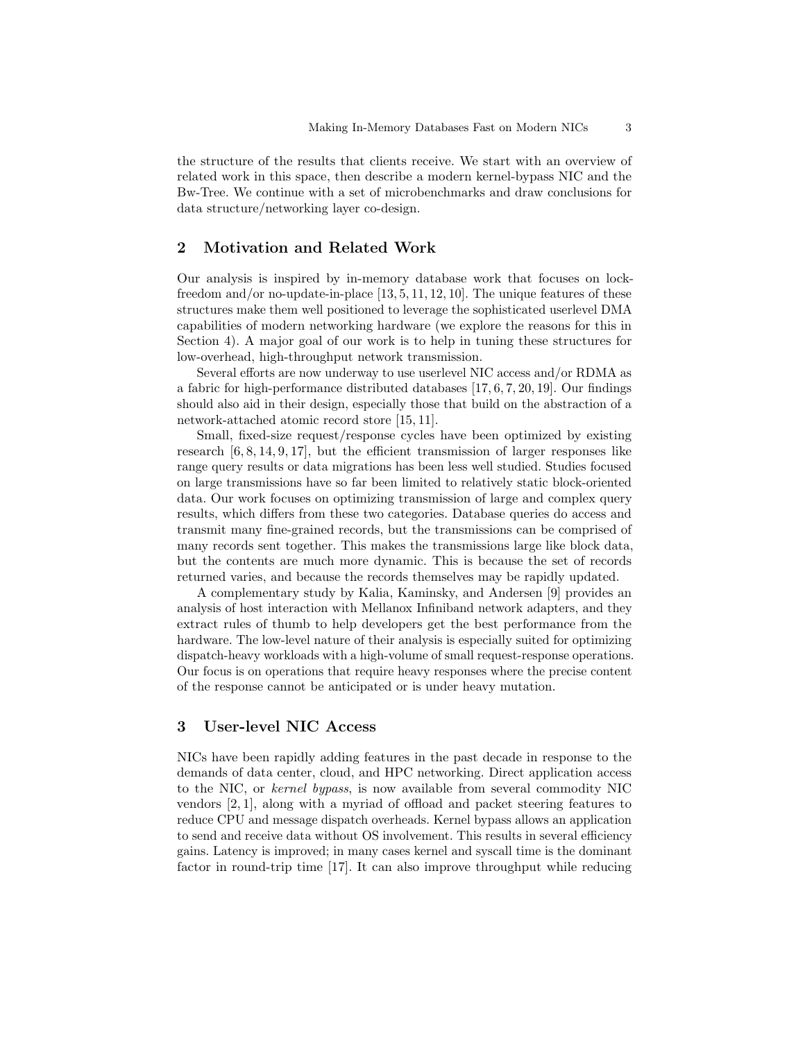the structure of the results that clients receive. We start with an overview of related work in this space, then describe a modern kernel-bypass NIC and the Bw-Tree. We continue with a set of microbenchmarks and draw conclusions for data structure/networking layer co-design.

## 2 Motivation and Related Work

Our analysis is inspired by in-memory database work that focuses on lock-freedom and/or no-update-in-place [13, 5, 11, 12, 10]. The unique features of these structures make them well positioned to leverage the sophisticated userlevel DMA capabilities of modern networking hardware (we explore the reasons for this in Section 4). A major goal of our work is to help in tuning these structures for low-overhead, high-throughput network transmission.

Several efforts are now underway to use userlevel NIC access and/or RDMA as a fabric for high-performance distributed databases [17, 6, 7, 20, 19]. Our findings should also aid in their design, especially those that build on the abstraction of a network-attached atomic record store [15, 11].

Small, fixed-size request/response cycles have been optimized by existing research [6, 8, 14, 9, 17], but the efficient transmission of larger responses like range query results or data migrations has been less well studied. Studies focused on large transmissions have so far been limited to relatively static block-oriented data. Our work focuses on optimizing transmission of large and complex query results, which differs from these two categories. Database queries do access and transmit many fine-grained records, but the transmissions can be comprised of many records sent together. This makes the transmissions large like block data, but the contents are much more dynamic. This is because the set of records returned varies, and because the records themselves may be rapidly updated.

A complementary study by Kalia, Kaminsky, and Andersen [9] provides an analysis of host interaction with Mellanox Infiniband network adapters, and they extract rules of thumb to help developers get the best performance from the hardware. The low-level nature of their analysis is especially suited for optimizing dispatch-heavy workloads with a high-volume of small request-response operations. Our focus is on operations that require heavy responses where the precise content of the response cannot be anticipated or is under heavy mutation.

## 3 User-level NIC Access

NICs have been rapidly adding features in the past decade in response to the demands of data center, cloud, and HPC networking. Direct application access to the NIC, or *kernel bypass*, is now available from several commodity NIC vendors [2, 1], along with a myriad of offload and packet steering features to reduce CPU and message dispatch overheads. Kernel bypass allows an application to send and receive data without OS involvement. This results in several efficiency gains. Latency is improved; in many cases kernel and syscall time is the dominant factor in round-trip time [17]. It can also improve throughput while reducing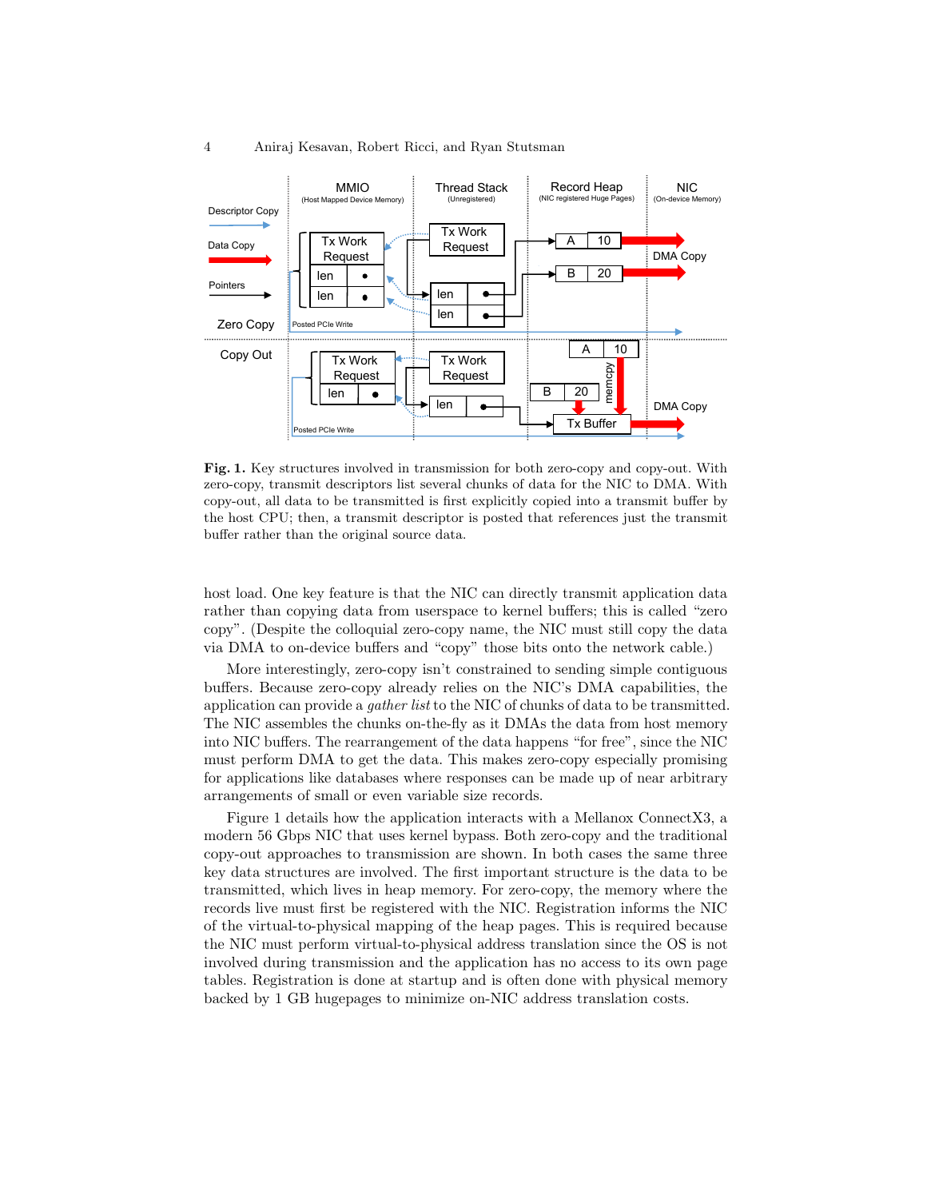**Fig. 1.** Key structures involved in transmission for both zero-copy and copy-out. With zero-copy, transmit descriptors list several chunks of data for the NIC to DMA. With copy-out, all data to be transmitted is first explicitly copied into a transmit buffer by the host CPU; then, a transmit descriptor is posted that references just the transmit buffer rather than the original source data.

host load. One key feature is that the NIC can directly transmit application data rather than copying data from userspace to kernel buffers; this is called "zero copy". (Despite the colloquial zero-copy name, the NIC must still copy the data via DMA to on-device buffers and "copy" those bits onto the network cable.)

More interestingly, zero-copy isn't constrained to sending simple contiguous buffers. Because zero-copy already relies on the NIC's DMA capabilities, the application can provide a *gather list* to the NIC of chunks of data to be transmitted. The NIC assembles the chunks on-the-fly as it DMAs the data from host memory into NIC buffers. The rearrangement of the data happens "for free", since the NIC must perform DMA to get the data. This makes zero-copy especially promising for applications like databases where responses can be made up of near arbitrary arrangements of small or even variable size records.

Figure 1 details how the application interacts with a Mellanox ConnectX3, a modern 56 Gbps NIC that uses kernel bypass. Both zero-copy and the traditional copy-out approaches to transmission are shown. In both cases the same three key data structures are involved. The first important structure is the data to be transmitted, which lives in heap memory. For zero-copy, the memory where the records live must first be registered with the NIC. Registration informs the NIC of the virtual-to-physical mapping of the heap pages. This is required because the NIC must perform virtual-to-physical address translation since the OS is not involved during transmission and the application has no access to its own page tables. Registration is done at startup and is often done with physical memory backed by 1 GB hugepages to minimize on-NIC address translation costs.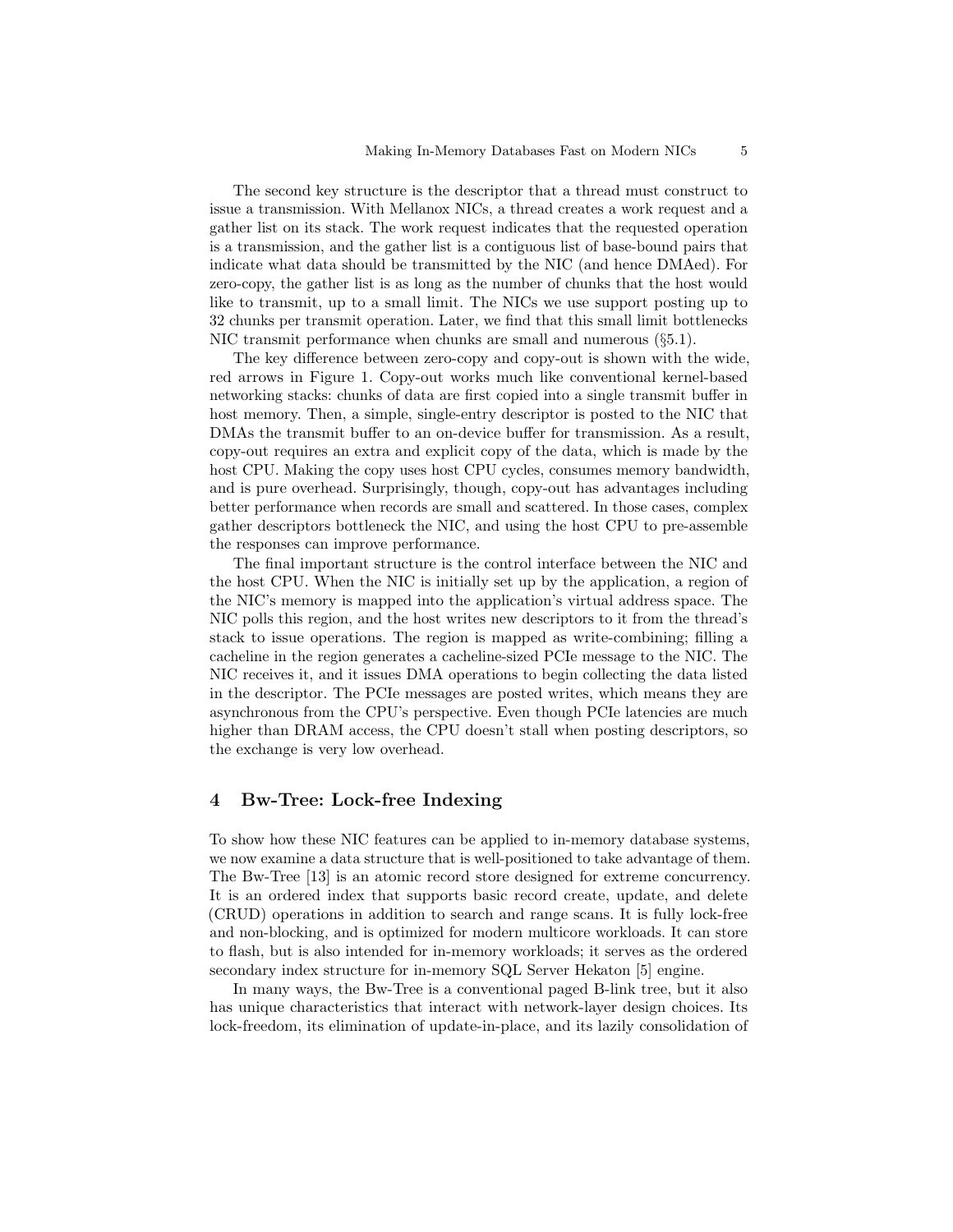The second key structure is the descriptor that a thread must construct to issue a transmission. With Mellanox NICs, a thread creates a work request and a gather list on its stack. The work request indicates that the requested operation is a transmission, and the gather list is a contiguous list of base-bound pairs that indicate what data should be transmitted by the NIC (and hence DMAed). For zero-copy, the gather list is as long as the number of chunks that the host would like to transmit, up to a small limit. The NICs we use support posting up to 32 chunks per transmit operation. Later, we find that this small limit bottlenecks NIC transmit performance when chunks are small and numerous (§5.1).

The key difference between zero-copy and copy-out is shown with the wide, red arrows in Figure 1. Copy-out works much like conventional kernel-based networking stacks: chunks of data are first copied into a single transmit buffer in host memory. Then, a simple, single-entry descriptor is posted to the NIC that DMAs the transmit buffer to an on-device buffer for transmission. As a result, copy-out requires an extra and explicit copy of the data, which is made by the host CPU. Making the copy uses host CPU cycles, consumes memory bandwidth, and is pure overhead. Surprisingly, though, copy-out has advantages including better performance when records are small and scattered. In those cases, complex gather descriptors bottleneck the NIC, and using the host CPU to pre-assemble the responses can improve performance.

The final important structure is the control interface between the NIC and the host CPU. When the NIC is initially set up by the application, a region of the NIC's memory is mapped into the application's virtual address space. The NIC polls this region, and the host writes new descriptors to it from the thread's stack to issue operations. The region is mapped as write-combining; filling a cacheline in the region generates a cacheline-sized PCIe message to the NIC. The NIC receives it, and it issues DMA operations to begin collecting the data listed in the descriptor. The PCIe messages are posted writes, which means they are asynchronous from the CPU's perspective. Even though PCIe latencies are much higher than DRAM access, the CPU doesn't stall when posting descriptors, so the exchange is very low overhead.

## 4 Bw-Tree: Lock-free Indexing

To show how these NIC features can be applied to in-memory database systems, we now examine a data structure that is well-positioned to take advantage of them. The Bw-Tree [13] is an atomic record store designed for extreme concurrency. It is an ordered index that supports basic record create, update, and delete (CRUD) operations in addition to search and range scans. It is fully lock-free and non-blocking, and is optimized for modern multicore workloads. It can store to flash, but is also intended for in-memory workloads; it serves as the ordered secondary index structure for in-memory SQL Server Hekaton [5] engine.

In many ways, the Bw-Tree is a conventional paged B-link tree, but it also has unique characteristics that interact with network-layer design choices. Its lock-freedom, its elimination of update-in-place, and its lazily consolidation of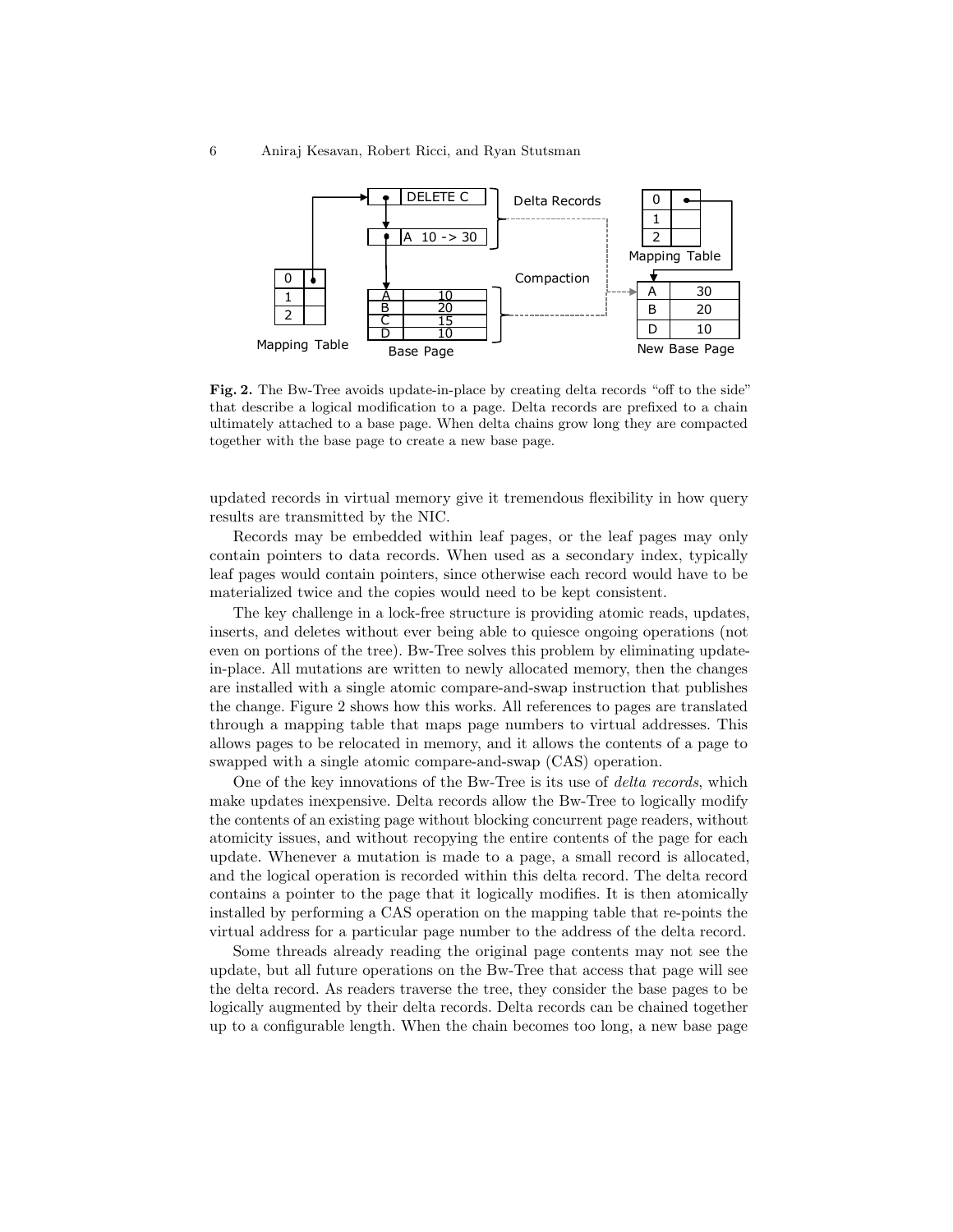**Fig. 2.** The Bw-Tree avoids update-in-place by creating delta records "off to the side" that describe a logical modification to a page. Delta records are prefixed to a chain ultimately attached to a base page. When delta chains grow long they are compacted together with the base page to create a new base page.

updated records in virtual memory give it tremendous flexibility in how query results are transmitted by the NIC.

Records may be embedded within leaf pages, or the leaf pages may only contain pointers to data records. When used as a secondary index, typically leaf pages would contain pointers, since otherwise each record would have to be materialized twice and the copies would need to be kept consistent.

The key challenge in a lock-free structure is providing atomic reads, updates, inserts, and deletes without ever being able to quiesce ongoing operations (not even on portions of the tree). Bw-Tree solves this problem by eliminating update-in-place. All mutations are written to newly allocated memory, then the changes are installed with a single atomic compare-and-swap instruction that publishes the change. Figure 2 shows how this works. All references to pages are translated through a mapping table that maps page numbers to virtual addresses. This allows pages to be relocated in memory, and it allows the contents of a page to swapped with a single atomic compare-and-swap (CAS) operation.

One of the key innovations of the Bw-Tree is its use of *delta records*, which make updates inexpensive. Delta records allow the Bw-Tree to logically modify the contents of an existing page without blocking concurrent page readers, without atomicity issues, and without recopying the entire contents of the page for each update. Whenever a mutation is made to a page, a small record is allocated, and the logical operation is recorded within this delta record. The delta record contains a pointer to the page that it logically modifies. It is then atomically installed by performing a CAS operation on the mapping table that re-points the virtual address for a particular page number to the address of the delta record.

Some threads already reading the original page contents may not see the update, but all future operations on the Bw-Tree that access that page will see the delta record. As readers traverse the tree, they consider the base pages to be logically augmented by their delta records. Delta records can be chained together up to a configurable length. When the chain becomes too long, a new base page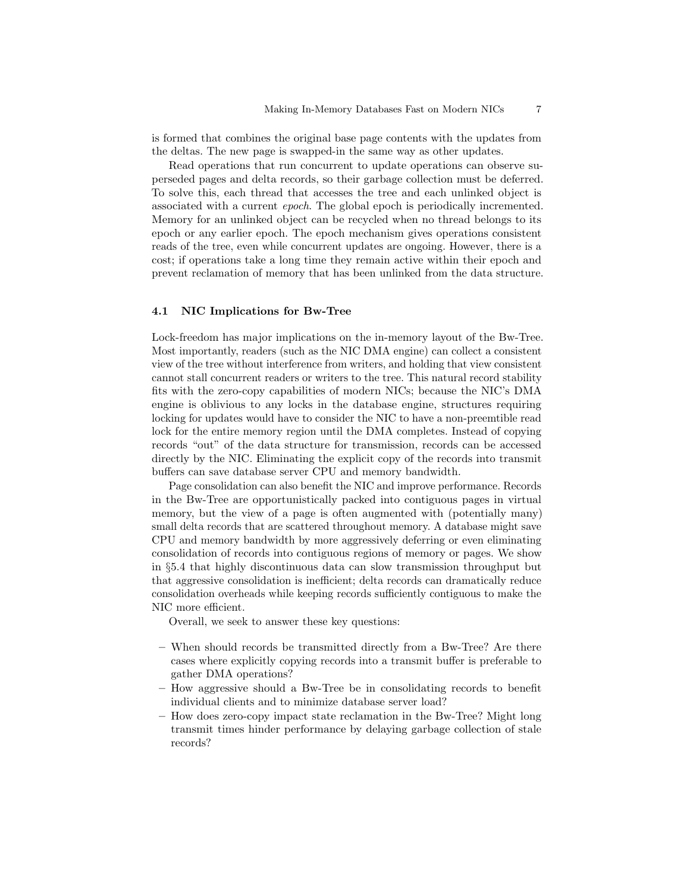is formed that combines the original base page contents with the updates from the deltas. The new page is swapped-in the same way as other updates.

Read operations that run concurrent to update operations can observe superseded pages and delta records, so their garbage collection must be deferred. To solve this, each thread that accesses the tree and each unlinked object is associated with a current *epoch*. The global epoch is periodically incremented. Memory for an unlinked object can be recycled when no thread belongs to its epoch or any earlier epoch. The epoch mechanism gives operations consistent reads of the tree, even while concurrent updates are ongoing. However, there is a cost; if operations take a long time they remain active within their epoch and prevent reclamation of memory that has been unlinked from the data structure.

### 4.1 NIC Implications for Bw-Tree

Lock-freedom has major implications on the in-memory layout of the Bw-Tree. Most importantly, readers (such as the NIC DMA engine) can collect a consistent view of the tree without interference from writers, and holding that view consistent cannot stall concurrent readers or writers to the tree. This natural record stability fits with the zero-copy capabilities of modern NICs; because the NIC's DMA engine is oblivious to any locks in the database engine, structures requiring locking for updates would have to consider the NIC to have a non-preemtible read lock for the entire memory region until the DMA completes. Instead of copying records "out" of the data structure for transmission, records can be accessed directly by the NIC. Eliminating the explicit copy of the records into transmit buffers can save database server CPU and memory bandwidth.

Page consolidation can also benefit the NIC and improve performance. Records in the Bw-Tree are opportunistically packed into contiguous pages in virtual memory, but the view of a page is often augmented with (potentially many) small delta records that are scattered throughout memory. A database might save CPU and memory bandwidth by more aggressively deferring or even eliminating consolidation of records into contiguous regions of memory or pages. We show in §5.4 that highly discontinuous data can slow transmission throughput but that aggressive consolidation is inefficient; delta records can dramatically reduce consolidation overheads while keeping records sufficiently contiguous to make the NIC more efficient.

Overall, we seek to answer these key questions:

- When should records be transmitted directly from a Bw-Tree? Are there cases where explicitly copying records into a transmit buffer is preferable to gather DMA operations?
- How aggressive should a Bw-Tree be in consolidating records to benefit individual clients and to minimize database server load?
- How does zero-copy impact state reclamation in the Bw-Tree? Might long transmit times hinder performance by delaying garbage collection of stale records?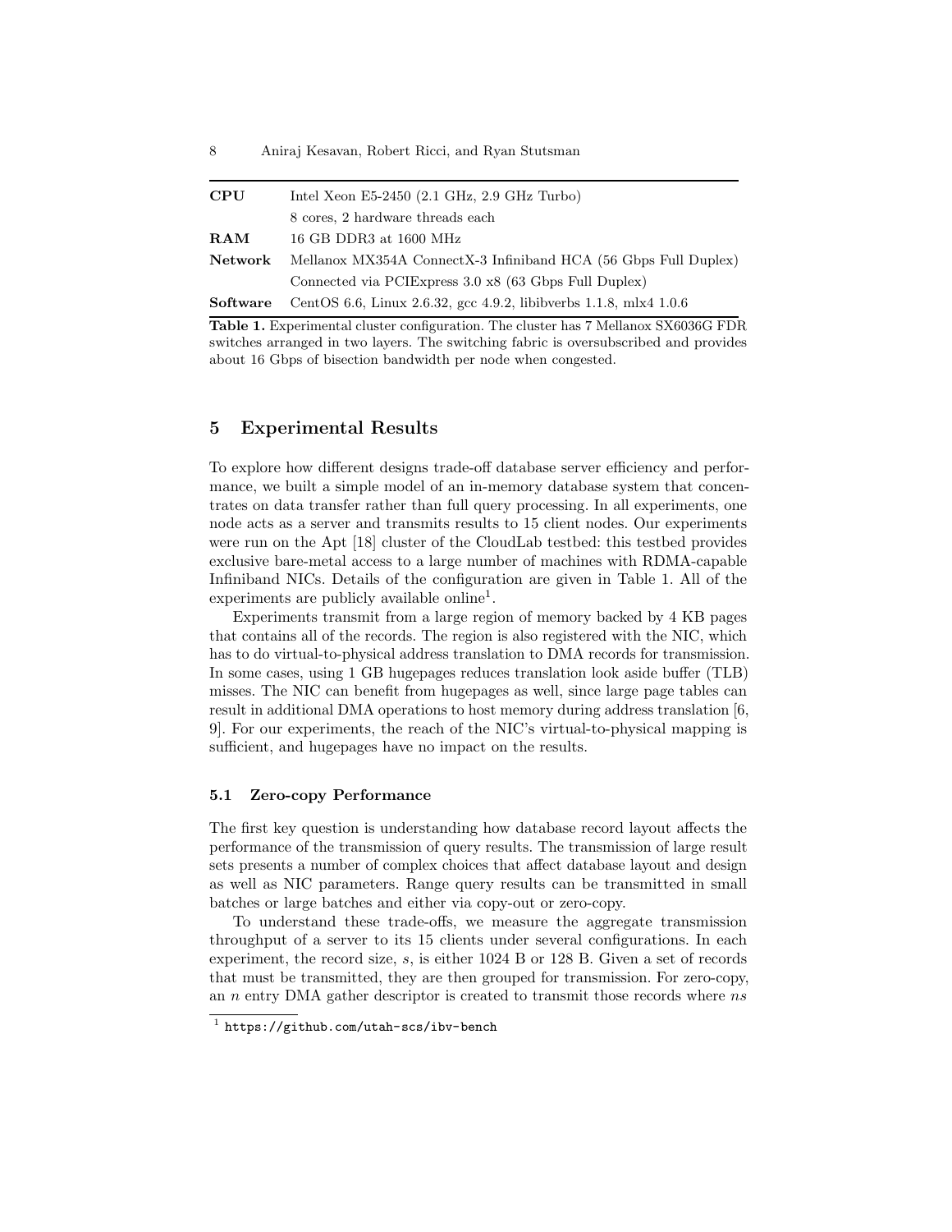| | |
|---|---|
| **CPU** | Intel Xeon E5-2450 (2.1 GHz, 2.9 GHz Turbo) |
| | 8 cores, 2 hardware threads each |
| **RAM** | 16 GB DDR3 at 1600 MHz |
| **Network** | Mellanox MX354A ConnectX-3 Infiniband HCA (56 Gbps Full Duplex) |
| | Connected via PCIExpress 3.0 x8 (63 Gbps Full Duplex) |
| **Software** | CentOS 6.6, Linux 2.6.32, gcc 4.9.2, libibverbs 1.1.8, mlx4 1.0.6 |

**Table 1.** Experimental cluster configuration. The cluster has 7 Mellanox SX6036G FDR switches arranged in two layers. The switching fabric is oversubscribed and provides about 16 Gbps of bisection bandwidth per node when congested.

## 5 Experimental Results

To explore how different designs trade-off database server efficiency and performance, we built a simple model of an in-memory database system that concentrates on data transfer rather than full query processing. In all experiments, one node acts as a server and transmits results to 15 client nodes. Our experiments were run on the Apt [18] cluster of the CloudLab testbed: this testbed provides exclusive bare-metal access to a large number of machines with RDMA-capable Infiniband NICs. Details of the configuration are given in Table 1. All of the experiments are publicly available online[1].

Experiments transmit from a large region of memory backed by 4 KB pages that contains all of the records. The region is also registered with the NIC, which has to do virtual-to-physical address translation to DMA records for transmission. In some cases, using 1 GB hugepages reduces translation look aside buffer (TLB) misses. The NIC can benefit from hugepages as well, since large page tables can result in additional DMA operations to host memory during address translation [6, 9]. For our experiments, the reach of the NIC's virtual-to-physical mapping is sufficient, and hugepages have no impact on the results.

### 5.1 Zero-copy Performance

The first key question is understanding how database record layout affects the performance of the transmission of query results. The transmission of large result sets presents a number of complex choices that affect database layout and design as well as NIC parameters. Range query results can be transmitted in small batches or large batches and either via copy-out or zero-copy.

To understand these trade-offs, we measure the aggregate transmission throughput of a server to its 15 clients under several configurations. In each experiment, the record size, $s$, is either 1024 B or 128 B. Given a set of records that must be transmitted, they are then grouped for transmission. For zero-copy, an $n$ entry DMA gather descriptor is created to transmit those records where $ns$

[1] `https://github.com/utah-scs/ibv-bench`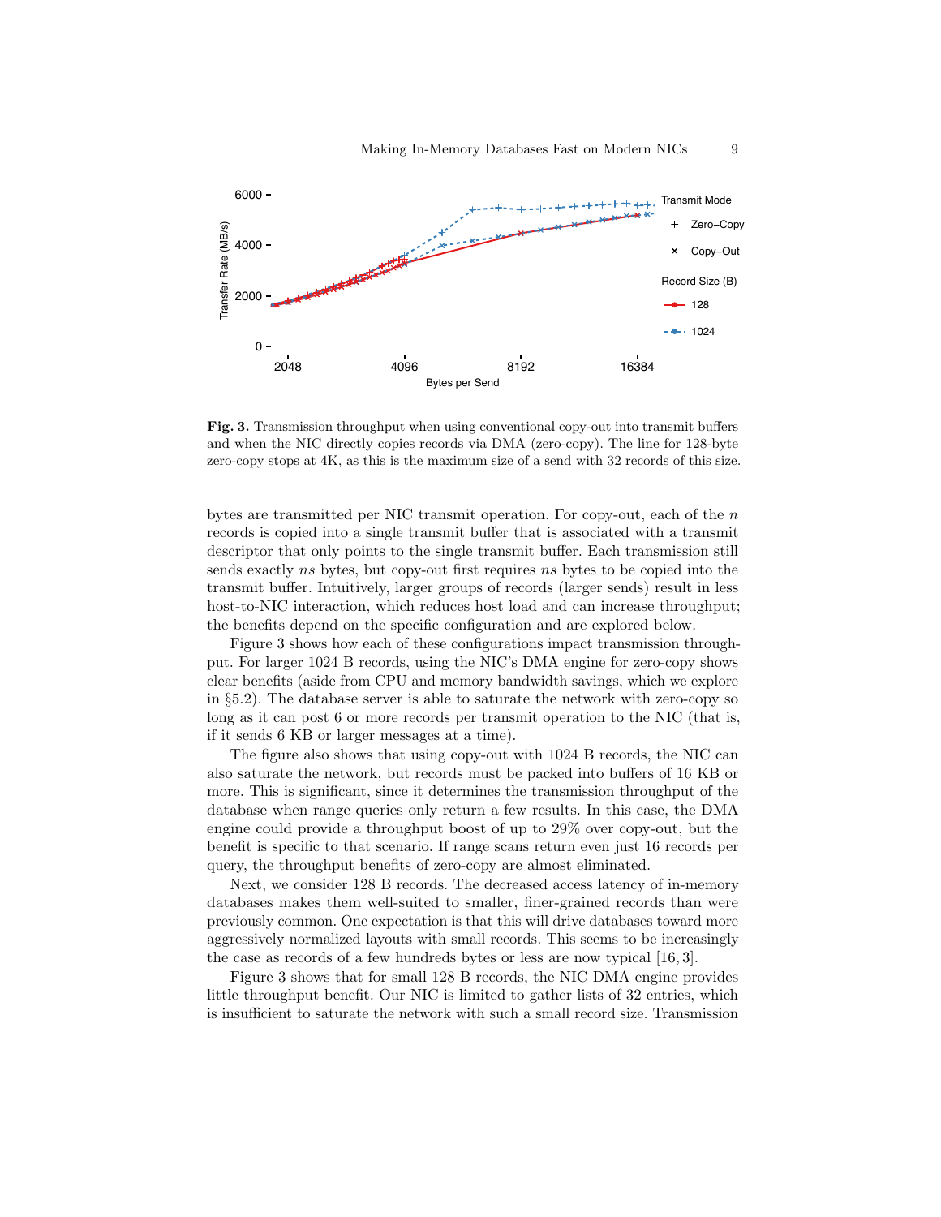**Fig. 3.** Transmission throughput when using conventional copy-out into transmit buffers and when the NIC directly copies records via DMA (zero-copy). The line for 128-byte zero-copy stops at 4K, as this is the maximum size of a send with 32 records of this size.

bytes are transmitted per NIC transmit operation. For copy-out, each of the $n$ records is copied into a single transmit buffer that is associated with a transmit descriptor that only points to the single transmit buffer. Each transmission still sends exactly $ns$ bytes, but copy-out first requires $ns$ bytes to be copied into the transmit buffer. Intuitively, larger groups of records (larger sends) result in less host-to-NIC interaction, which reduces host load and can increase throughput; the benefits depend on the specific configuration and are explored below.

Figure 3 shows how each of these configurations impact transmission throughput. For larger 1024 B records, using the NIC's DMA engine for zero-copy shows clear benefits (aside from CPU and memory bandwidth savings, which we explore in §5.2). The database server is able to saturate the network with zero-copy so long as it can post 6 or more records per transmit operation to the NIC (that is, if it sends 6 KB or larger messages at a time).

The figure also shows that using copy-out with 1024 B records, the NIC can also saturate the network, but records must be packed into buffers of 16 KB or more. This is significant, since it determines the transmission throughput of the database when range queries only return a few results. In this case, the DMA engine could provide a throughput boost of up to 29% over copy-out, but the benefit is specific to that scenario. If range scans return even just 16 records per query, the throughput benefits of zero-copy are almost eliminated.

Next, we consider 128 B records. The decreased access latency of in-memory databases makes them well-suited to smaller, finer-grained records than were previously common. One expectation is that this will drive databases toward more aggressively normalized layouts with small records. This seems to be increasingly the case as records of a few hundreds bytes or less are now typical [16, 3].

Figure 3 shows that for small 128 B records, the NIC DMA engine provides little throughput benefit. Our NIC is limited to gather lists of 32 entries, which is insufficient to saturate the network with such a small record size. Transmission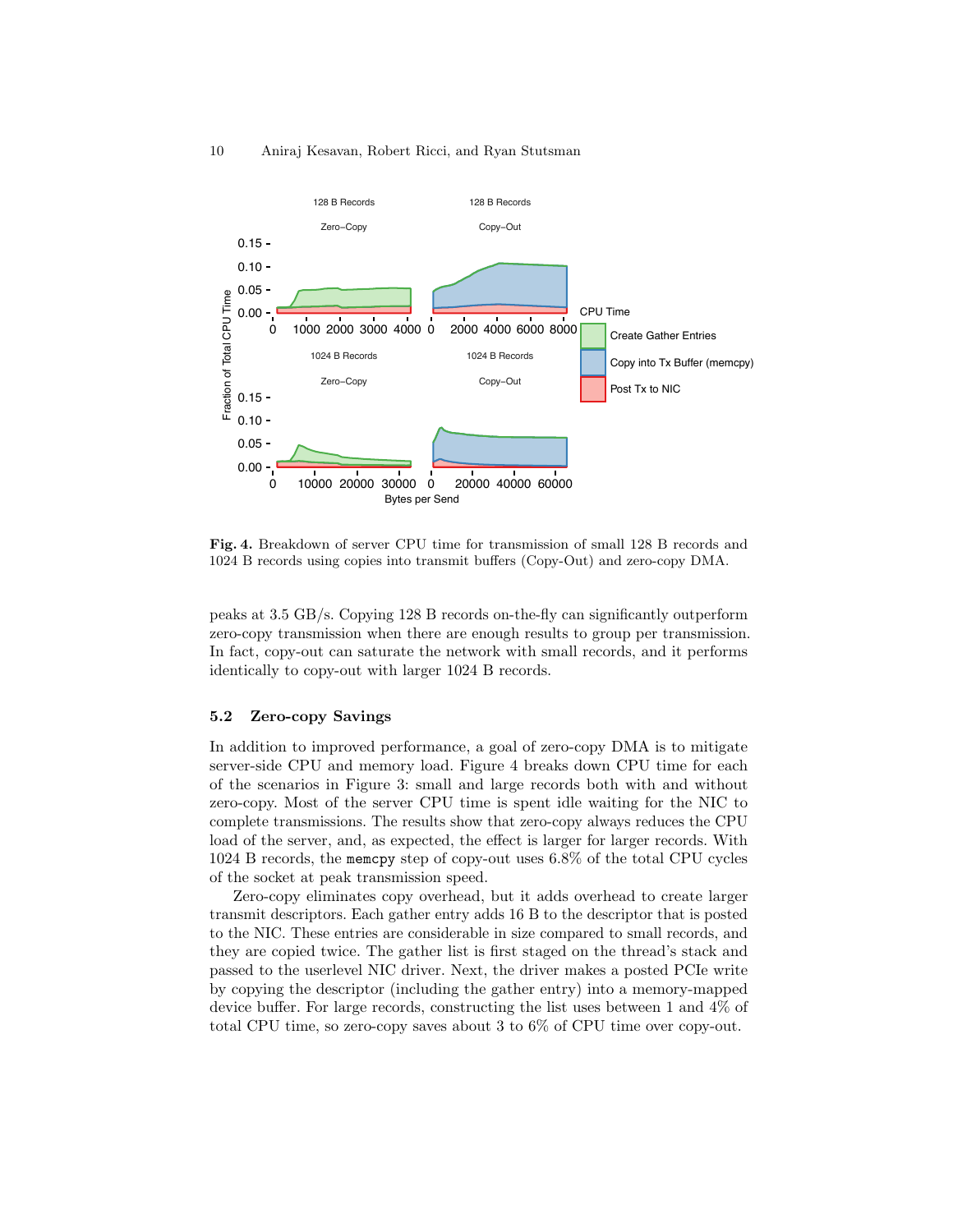**Fig. 4.** Breakdown of server CPU time for transmission of small 128 B records and 1024 B records using copies into transmit buffers (Copy-Out) and zero-copy DMA.

peaks at 3.5 GB/s. Copying 128 B records on-the-fly can significantly outperform zero-copy transmission when there are enough results to group per transmission. In fact, copy-out can saturate the network with small records, and it performs identically to copy-out with larger 1024 B records.

### 5.2 Zero-copy Savings

In addition to improved performance, a goal of zero-copy DMA is to mitigate server-side CPU and memory load. Figure 4 breaks down CPU time for each of the scenarios in Figure 3: small and large records both with and without zero-copy. Most of the server CPU time is spent idle waiting for the NIC to complete transmissions. The results show that zero-copy always reduces the CPU load of the server, and, as expected, the effect is larger for larger records. With 1024 B records, the `memcpy` step of copy-out uses 6.8% of the total CPU cycles of the socket at peak transmission speed.

Zero-copy eliminates copy overhead, but it adds overhead to create larger transmit descriptors. Each gather entry adds 16 B to the descriptor that is posted to the NIC. These entries are considerable in size compared to small records, and they are copied twice. The gather list is first staged on the thread's stack and passed to the userlevel NIC driver. Next, the driver makes a posted PCIe write by copying the descriptor (including the gather entry) into a memory-mapped device buffer. For large records, constructing the list uses between 1 and 4% of total CPU time, so zero-copy saves about 3 to 6% of CPU time over copy-out.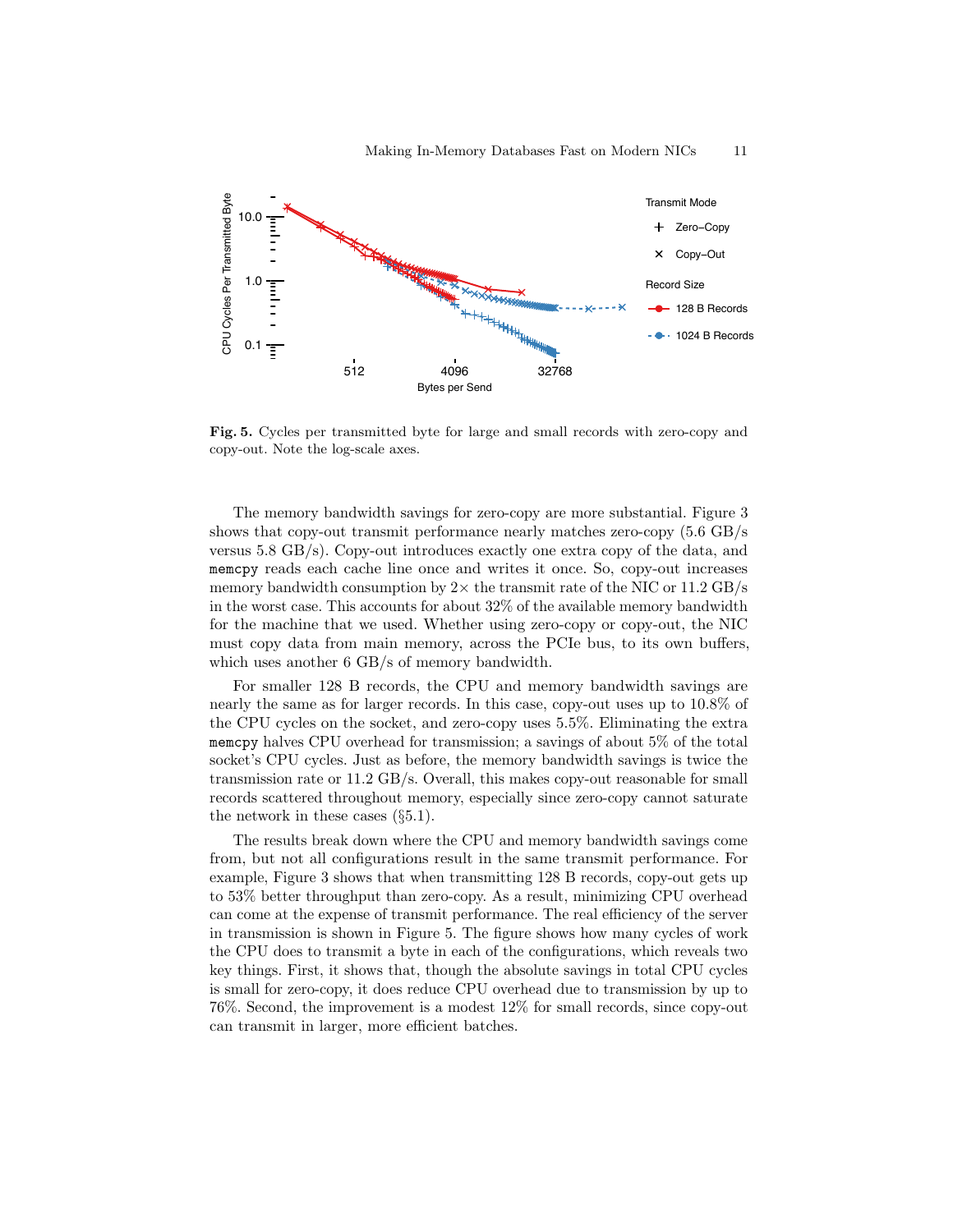**Fig. 5.** Cycles per transmitted byte for large and small records with zero-copy and copy-out. Note the log-scale axes.

The memory bandwidth savings for zero-copy are more substantial. Figure 3 shows that copy-out transmit performance nearly matches zero-copy (5.6 GB/s versus 5.8 GB/s). Copy-out introduces exactly one extra copy of the data, and `memcpy` reads each cache line once and writes it once. So, copy-out increases memory bandwidth consumption by 2× the transmit rate of the NIC or 11.2 GB/s in the worst case. This accounts for about 32% of the available memory bandwidth for the machine that we used. Whether using zero-copy or copy-out, the NIC must copy data from main memory, across the PCIe bus, to its own buffers, which uses another 6 GB/s of memory bandwidth.

For smaller 128 B records, the CPU and memory bandwidth savings are nearly the same as for larger records. In this case, copy-out uses up to 10.8% of the CPU cycles on the socket, and zero-copy uses 5.5%. Eliminating the extra `memcpy` halves CPU overhead for transmission; a savings of about 5% of the total socket's CPU cycles. Just as before, the memory bandwidth savings is twice the transmission rate or 11.2 GB/s. Overall, this makes copy-out reasonable for small records scattered throughout memory, especially since zero-copy cannot saturate the network in these cases (§5.1).

The results break down where the CPU and memory bandwidth savings come from, but not all configurations result in the same transmit performance. For example, Figure 3 shows that when transmitting 128 B records, copy-out gets up to 53% better throughput than zero-copy. As a result, minimizing CPU overhead can come at the expense of transmit performance. The real efficiency of the server in transmission is shown in Figure 5. The figure shows how many cycles of work the CPU does to transmit a byte in each of the configurations, which reveals two key things. First, it shows that, though the absolute savings in total CPU cycles is small for zero-copy, it does reduce CPU overhead due to transmission by up to 76%. Second, the improvement is a modest 12% for small records, since copy-out can transmit in larger, more efficient batches.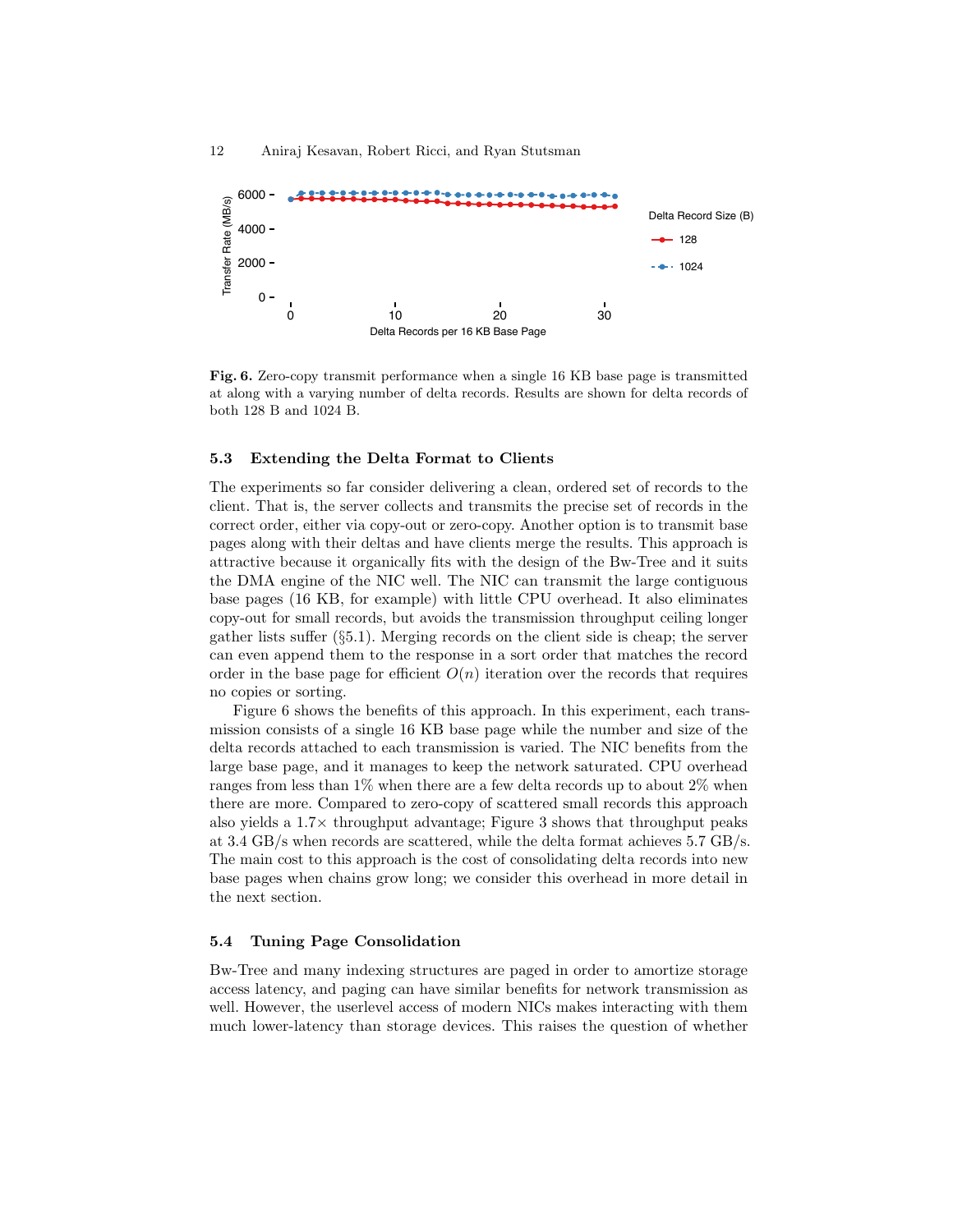**Fig. 6.** Zero-copy transmit performance when a single 16 KB base page is transmitted at along with a varying number of delta records. Results are shown for delta records of both 128 B and 1024 B.

### 5.3 Extending the Delta Format to Clients

The experiments so far consider delivering a clean, ordered set of records to the client. That is, the server collects and transmits the precise set of records in the correct order, either via copy-out or zero-copy. Another option is to transmit base pages along with their deltas and have clients merge the results. This approach is attractive because it organically fits with the design of the Bw-Tree and it suits the DMA engine of the NIC well. The NIC can transmit the large contiguous base pages (16 KB, for example) with little CPU overhead. It also eliminates copy-out for small records, but avoids the transmission throughput ceiling longer gather lists suffer (§5.1). Merging records on the client side is cheap; the server can even append them to the response in a sort order that matches the record order in the base page for efficient $O(n)$ iteration over the records that requires no copies or sorting.

Figure 6 shows the benefits of this approach. In this experiment, each transmission consists of a single 16 KB base page while the number and size of the delta records attached to each transmission is varied. The NIC benefits from the large base page, and it manages to keep the network saturated. CPU overhead ranges from less than 1% when there are a few delta records up to about 2% when there are more. Compared to zero-copy of scattered small records this approach also yields a 1.7× throughput advantage; Figure 3 shows that throughput peaks at 3.4 GB/s when records are scattered, while the delta format achieves 5.7 GB/s. The main cost to this approach is the cost of consolidating delta records into new base pages when chains grow long; we consider this overhead in more detail in the next section.

### 5.4 Tuning Page Consolidation

Bw-Tree and many indexing structures are paged in order to amortize storage access latency, and paging can have similar benefits for network transmission as well. However, the userlevel access of modern NICs makes interacting with them much lower-latency than storage devices. This raises the question of whether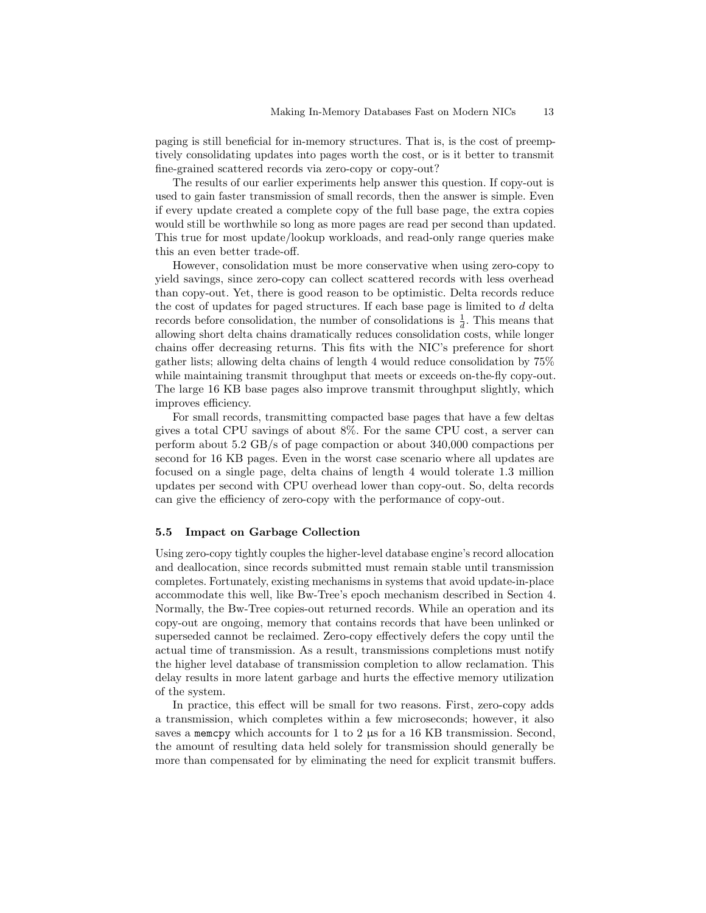paging is still beneficial for in-memory structures. That is, is the cost of preemptively consolidating updates into pages worth the cost, or is it better to transmit fine-grained scattered records via zero-copy or copy-out?

The results of our earlier experiments help answer this question. If copy-out is used to gain faster transmission of small records, then the answer is simple. Even if every update created a complete copy of the full base page, the extra copies would still be worthwhile so long as more pages are read per second than updated. This true for most update/lookup workloads, and read-only range queries make this an even better trade-off.

However, consolidation must be more conservative when using zero-copy to yield savings, since zero-copy can collect scattered records with less overhead than copy-out. Yet, there is good reason to be optimistic. Delta records reduce the cost of updates for paged structures. If each base page is limited to $d$ delta records before consolidation, the number of consolidations is $\frac{1}{d}$. This means that allowing short delta chains dramatically reduces consolidation costs, while longer chains offer decreasing returns. This fits with the NIC's preference for short gather lists; allowing delta chains of length 4 would reduce consolidation by 75% while maintaining transmit throughput that meets or exceeds on-the-fly copy-out. The large 16 KB base pages also improve transmit throughput slightly, which improves efficiency.

For small records, transmitting compacted base pages that have a few deltas gives a total CPU savings of about 8%. For the same CPU cost, a server can perform about 5.2 GB/s of page compaction or about 340,000 compactions per second for 16 KB pages. Even in the worst case scenario where all updates are focused on a single page, delta chains of length 4 would tolerate 1.3 million updates per second with CPU overhead lower than copy-out. So, delta records can give the efficiency of zero-copy with the performance of copy-out.

### 5.5 Impact on Garbage Collection

Using zero-copy tightly couples the higher-level database engine's record allocation and deallocation, since records submitted must remain stable until transmission completes. Fortunately, existing mechanisms in systems that avoid update-in-place accommodate this well, like Bw-Tree's epoch mechanism described in Section 4. Normally, the Bw-Tree copies-out returned records. While an operation and its copy-out are ongoing, memory that contains records that have been unlinked or superseded cannot be reclaimed. Zero-copy effectively defers the copy until the actual time of transmission. As a result, transmissions completions must notify the higher level database of transmission completion to allow reclamation. This delay results in more latent garbage and hurts the effective memory utilization of the system.

In practice, this effect will be small for two reasons. First, zero-copy adds a transmission, which completes within a few microseconds; however, it also saves a `memcpy` which accounts for 1 to 2 µs for a 16 KB transmission. Second, the amount of resulting data held solely for transmission should generally be more than compensated for by eliminating the need for explicit transmit buffers.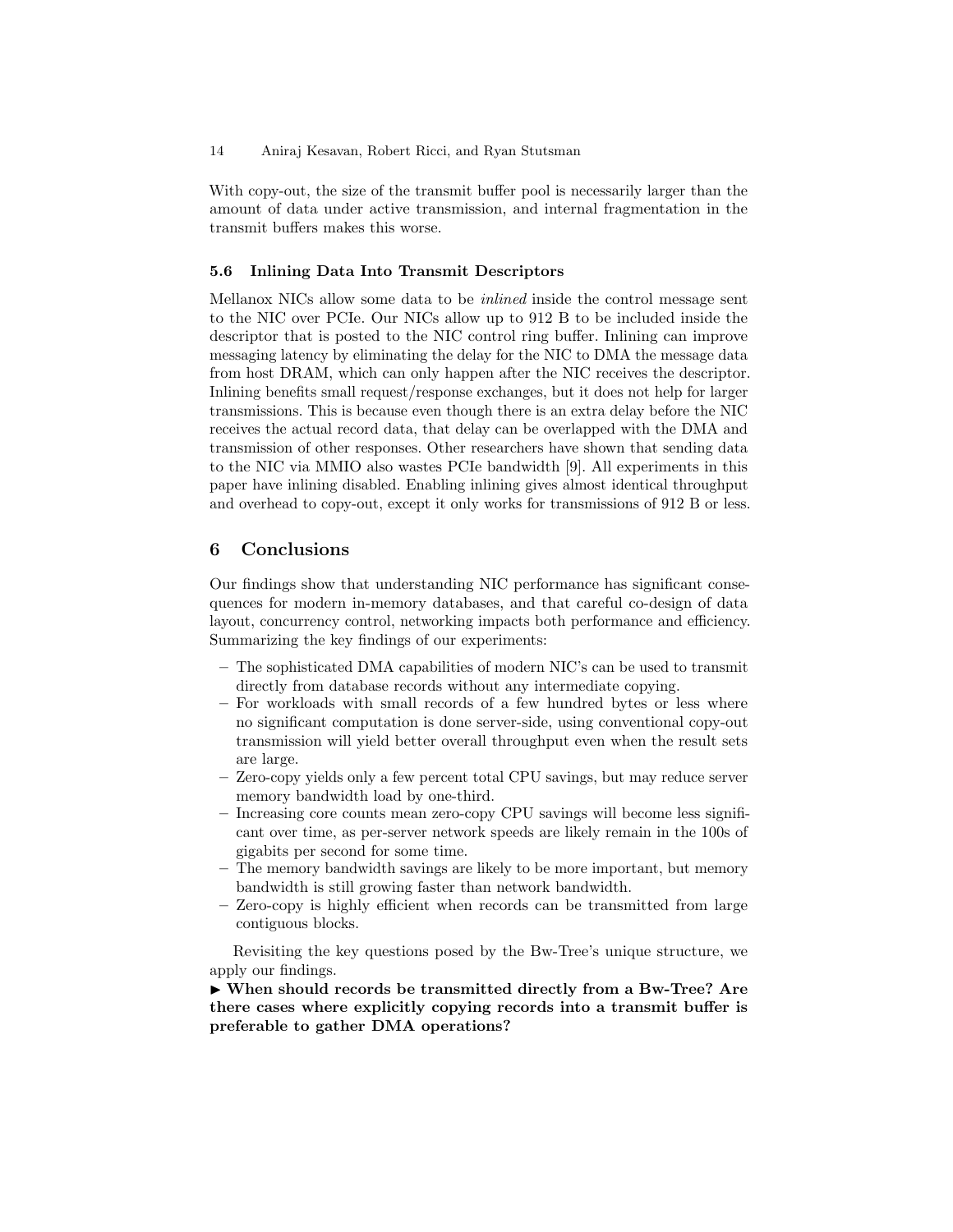With copy-out, the size of the transmit buffer pool is necessarily larger than the amount of data under active transmission, and internal fragmentation in the transmit buffers makes this worse.

### 5.6 Inlining Data Into Transmit Descriptors

Mellanox NICs allow some data to be *inlined* inside the control message sent to the NIC over PCIe. Our NICs allow up to 912 B to be included inside the descriptor that is posted to the NIC control ring buffer. Inlining can improve messaging latency by eliminating the delay for the NIC to DMA the message data from host DRAM, which can only happen after the NIC receives the descriptor. Inlining benefits small request/response exchanges, but it does not help for larger transmissions. This is because even though there is an extra delay before the NIC receives the actual record data, that delay can be overlapped with the DMA and transmission of other responses. Other researchers have shown that sending data to the NIC via MMIO also wastes PCIe bandwidth [9]. All experiments in this paper have inlining disabled. Enabling inlining gives almost identical throughput and overhead to copy-out, except it only works for transmissions of 912 B or less.

## 6 Conclusions

Our findings show that understanding NIC performance has significant consequences for modern in-memory databases, and that careful co-design of data layout, concurrency control, networking impacts both performance and efficiency. Summarizing the key findings of our experiments:

- The sophisticated DMA capabilities of modern NIC's can be used to transmit directly from database records without any intermediate copying.
- For workloads with small records of a few hundred bytes or less where no significant computation is done server-side, using conventional copy-out transmission will yield better overall throughput even when the result sets are large.
- Zero-copy yields only a few percent total CPU savings, but may reduce server memory bandwidth load by one-third.
- Increasing core counts mean zero-copy CPU savings will become less significant over time, as per-server network speeds are likely remain in the 100s of gigabits per second for some time.
- The memory bandwidth savings are likely to be more important, but memory bandwidth is still growing faster than network bandwidth.
- Zero-copy is highly efficient when records can be transmitted from large contiguous blocks.

Revisiting the key questions posed by the Bw-Tree's unique structure, we apply our findings.

**► When should records be transmitted directly from a Bw-Tree? Are there cases where explicitly copying records into a transmit buffer is preferable to gather DMA operations?**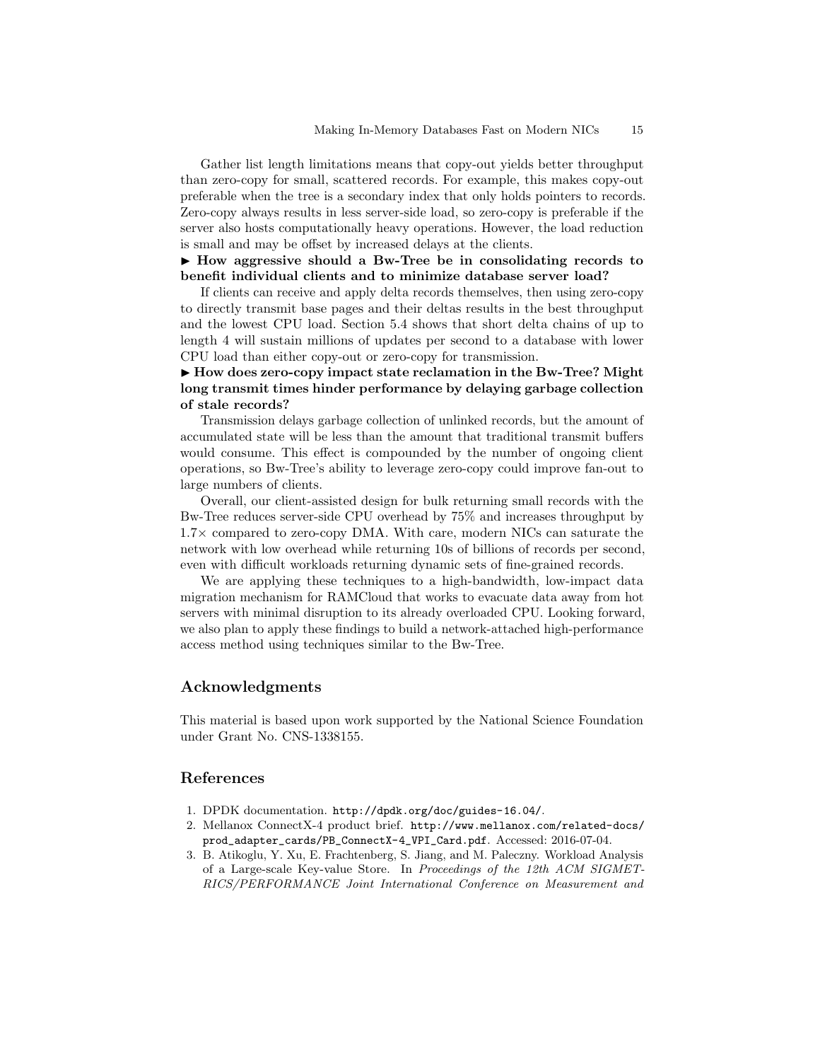Gather list length limitations means that copy-out yields better throughput than zero-copy for small, scattered records. For example, this makes copy-out preferable when the tree is a secondary index that only holds pointers to records. Zero-copy always results in less server-side load, so zero-copy is preferable if the server also hosts computationally heavy operations. However, the load reduction is small and may be offset by increased delays at the clients.

▶ **How aggressive should a Bw-Tree be in consolidating records to benefit individual clients and to minimize database server load?**

If clients can receive and apply delta records themselves, then using zero-copy to directly transmit base pages and their deltas results in the best throughput and the lowest CPU load. Section 5.4 shows that short delta chains of up to length 4 will sustain millions of updates per second to a database with lower CPU load than either copy-out or zero-copy for transmission.

▶ **How does zero-copy impact state reclamation in the Bw-Tree? Might long transmit times hinder performance by delaying garbage collection of stale records?**

Transmission delays garbage collection of unlinked records, but the amount of accumulated state will be less than the amount that traditional transmit buffers would consume. This effect is compounded by the number of ongoing client operations, so Bw-Tree's ability to leverage zero-copy could improve fan-out to large numbers of clients.

Overall, our client-assisted design for bulk returning small records with the Bw-Tree reduces server-side CPU overhead by 75% and increases throughput by 1.7× compared to zero-copy DMA. With care, modern NICs can saturate the network with low overhead while returning 10s of billions of records per second, even with difficult workloads returning dynamic sets of fine-grained records.

We are applying these techniques to a high-bandwidth, low-impact data migration mechanism for RAMCloud that works to evacuate data away from hot servers with minimal disruption to its already overloaded CPU. Looking forward, we also plan to apply these findings to build a network-attached high-performance access method using techniques similar to the Bw-Tree.

## Acknowledgments

This material is based upon work supported by the National Science Foundation under Grant No. CNS-1338155.

## References

1. DPDK documentation. `http://dpdk.org/doc/guides-16.04/`.
2. Mellanox ConnectX-4 product brief. `http://www.mellanox.com/related-docs/prod_adapter_cards/PB_ConnectX-4_VPI_Card.pdf`. Accessed: 2016-07-04.
3. B. Atikoglu, Y. Xu, E. Frachtenberg, S. Jiang, and M. Paleczny. Workload Analysis of a Large-scale Key-value Store. In *Proceedings of the 12th ACM SIGMETRICS/PERFORMANCE Joint International Conference on Measurement and*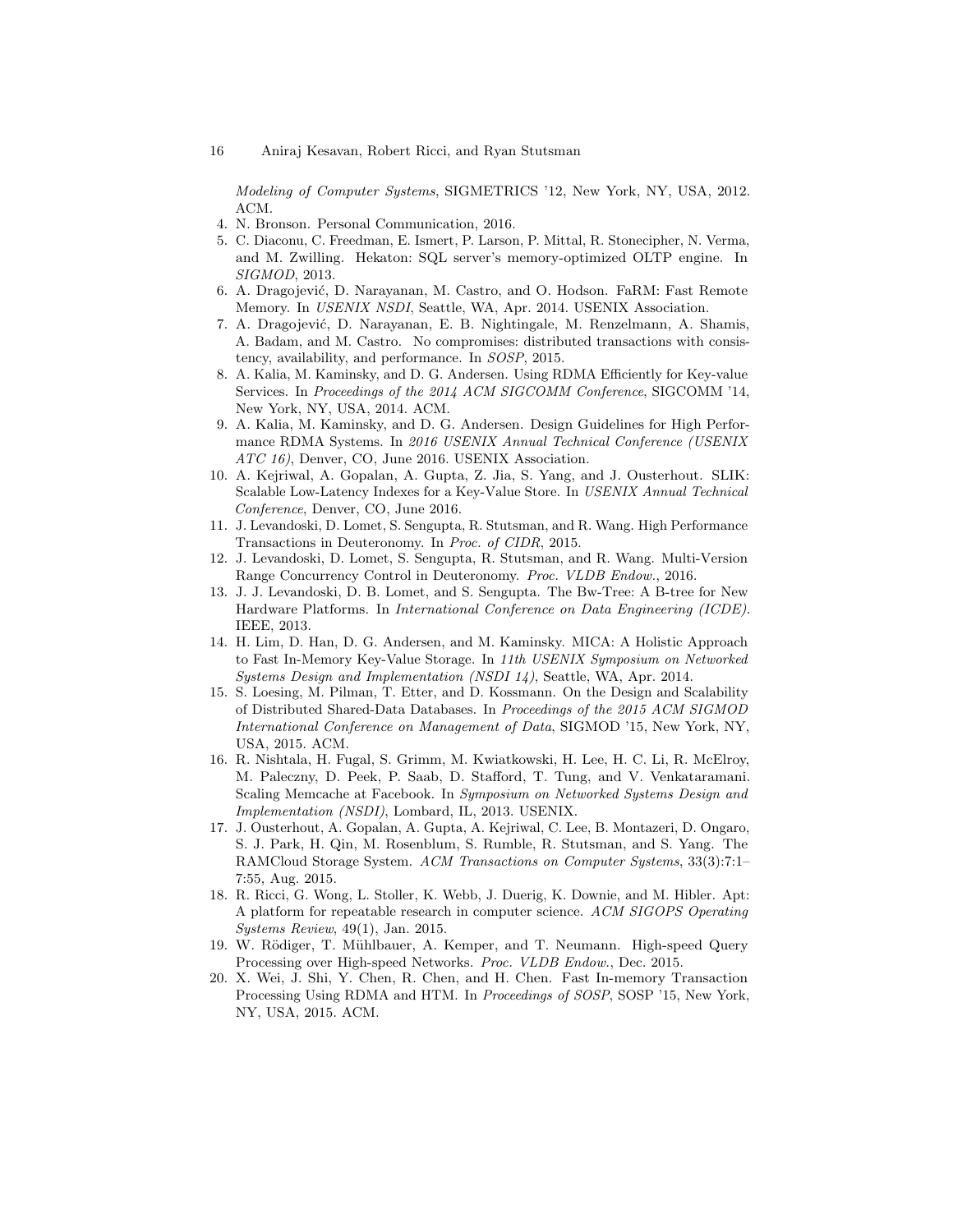*Modeling of Computer Systems*, SIGMETRICS '12, New York, NY, USA, 2012. ACM.

4. N. Bronson. Personal Communication, 2016.
5. C. Diaconu, C. Freedman, E. Ismert, P. Larson, P. Mittal, R. Stonecipher, N. Verma, and M. Zwilling. Hekaton: SQL server's memory-optimized OLTP engine. In *SIGMOD*, 2013.
6. A. Dragojević, D. Narayanan, M. Castro, and O. Hodson. FaRM: Fast Remote Memory. In *USENIX NSDI*, Seattle, WA, Apr. 2014. USENIX Association.
7. A. Dragojević, D. Narayanan, E. B. Nightingale, M. Renzelmann, A. Shamis, A. Badam, and M. Castro. No compromises: distributed transactions with consistency, availability, and performance. In *SOSP*, 2015.
8. A. Kalia, M. Kaminsky, and D. G. Andersen. Using RDMA Efficiently for Key-value Services. In *Proceedings of the 2014 ACM SIGCOMM Conference*, SIGCOMM '14, New York, NY, USA, 2014. ACM.
9. A. Kalia, M. Kaminsky, and D. G. Andersen. Design Guidelines for High Performance RDMA Systems. In *2016 USENIX Annual Technical Conference (USENIX ATC 16)*, Denver, CO, June 2016. USENIX Association.
10. A. Kejriwal, A. Gopalan, A. Gupta, Z. Jia, S. Yang, and J. Ousterhout. SLIK: Scalable Low-Latency Indexes for a Key-Value Store. In *USENIX Annual Technical Conference*, Denver, CO, June 2016.
11. J. Levandoski, D. Lomet, S. Sengupta, R. Stutsman, and R. Wang. High Performance Transactions in Deuteronomy. In *Proc. of CIDR*, 2015.
12. J. Levandoski, D. Lomet, S. Sengupta, R. Stutsman, and R. Wang. Multi-Version Range Concurrency Control in Deuteronomy. *Proc. VLDB Endow.*, 2016.
13. J. J. Levandoski, D. B. Lomet, and S. Sengupta. The Bw-Tree: A B-tree for New Hardware Platforms. In *International Conference on Data Engineering (ICDE)*. IEEE, 2013.
14. H. Lim, D. Han, D. G. Andersen, and M. Kaminsky. MICA: A Holistic Approach to Fast In-Memory Key-Value Storage. In *11th USENIX Symposium on Networked Systems Design and Implementation (NSDI 14)*, Seattle, WA, Apr. 2014.
15. S. Loesing, M. Pilman, T. Etter, and D. Kossmann. On the Design and Scalability of Distributed Shared-Data Databases. In *Proceedings of the 2015 ACM SIGMOD International Conference on Management of Data*, SIGMOD '15, New York, NY, USA, 2015. ACM.
16. R. Nishtala, H. Fugal, S. Grimm, M. Kwiatkowski, H. Lee, H. C. Li, R. McElroy, M. Paleczny, D. Peek, P. Saab, D. Stafford, T. Tung, and V. Venkataramani. Scaling Memcache at Facebook. In *Symposium on Networked Systems Design and Implementation (NSDI)*, Lombard, IL, 2013. USENIX.
17. J. Ousterhout, A. Gopalan, A. Gupta, A. Kejriwal, C. Lee, B. Montazeri, D. Ongaro, S. J. Park, H. Qin, M. Rosenblum, S. Rumble, R. Stutsman, and S. Yang. The RAMCloud Storage System. *ACM Transactions on Computer Systems*, 33(3):7:1–7:55, Aug. 2015.
18. R. Ricci, G. Wong, L. Stoller, K. Webb, J. Duerig, K. Downie, and M. Hibler. Apt: A platform for repeatable research in computer science. *ACM SIGOPS Operating Systems Review*, 49(1), Jan. 2015.
19. W. Rödiger, T. Mühlbauer, A. Kemper, and T. Neumann. High-speed Query Processing over High-speed Networks. *Proc. VLDB Endow.*, Dec. 2015.
20. X. Wei, J. Shi, Y. Chen, R. Chen, and H. Chen. Fast In-memory Transaction Processing Using RDMA and HTM. In *Proceedings of SOSP*, SOSP '15, New York, NY, USA, 2015. ACM.